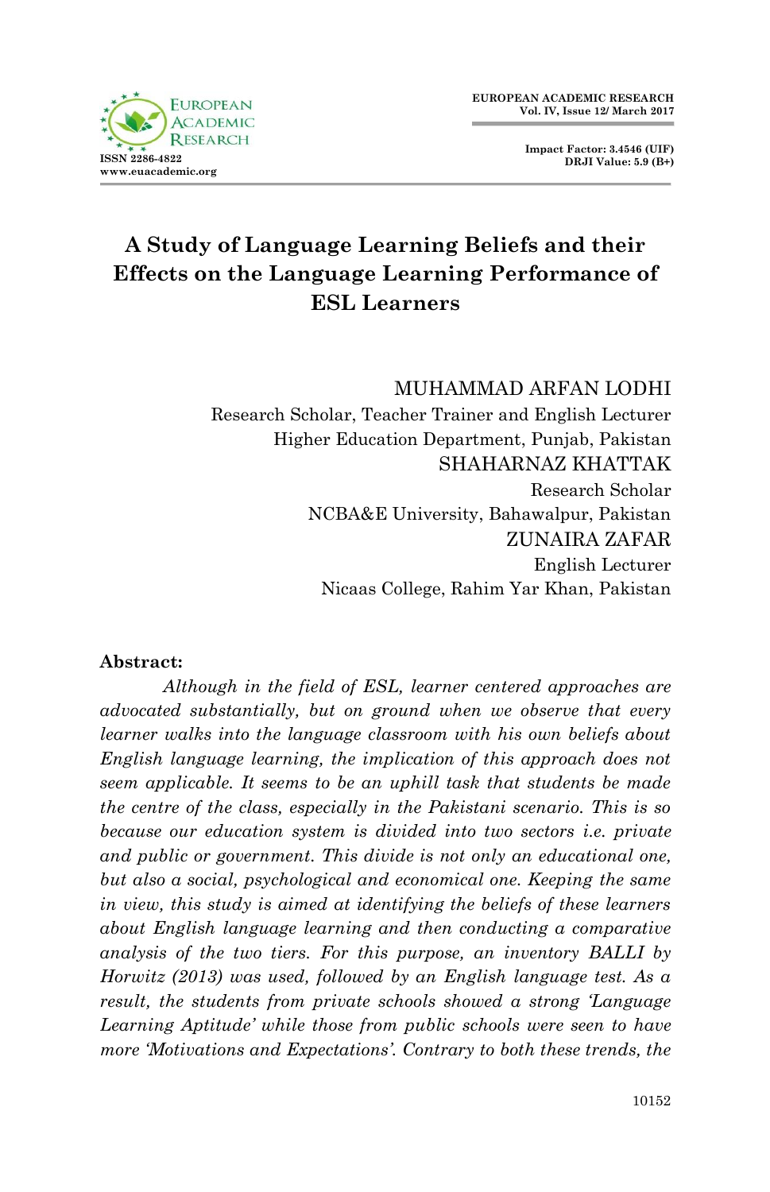# A Study of Language Learning Beliefs and their Effects on the Language Learning Performance of ESL Learners

MUHAMMAD ARFAN LODHI
Research Scholar, Teacher Trainer and English Lecturer
Higher Education Department, Punjab, Pakistan

SHAHARNAZ KHATTAK
Research Scholar
NCBA&E University, Bahawalpur, Pakistan

ZUNAIRA ZAFAR
English Lecturer
Nicaas College, Rahim Yar Khan, Pakistan

**Abstract:**

*Although in the field of ESL, learner centered approaches are advocated substantially, but on ground when we observe that every learner walks into the language classroom with his own beliefs about English language learning, the implication of this approach does not seem applicable. It seems to be an uphill task that students be made the centre of the class, especially in the Pakistani scenario. This is so because our education system is divided into two sectors i.e. private and public or government. This divide is not only an educational one, but also a social, psychological and economical one. Keeping the same in view, this study is aimed at identifying the beliefs of these learners about English language learning and then conducting a comparative analysis of the two tiers. For this purpose, an inventory BALLI by Horwitz (2013) was used, followed by an English language test. As a result, the students from private schools showed a strong 'Language Learning Aptitude' while those from public schools were seen to have more 'Motivations and Expectations'. Contrary to both these trends, the*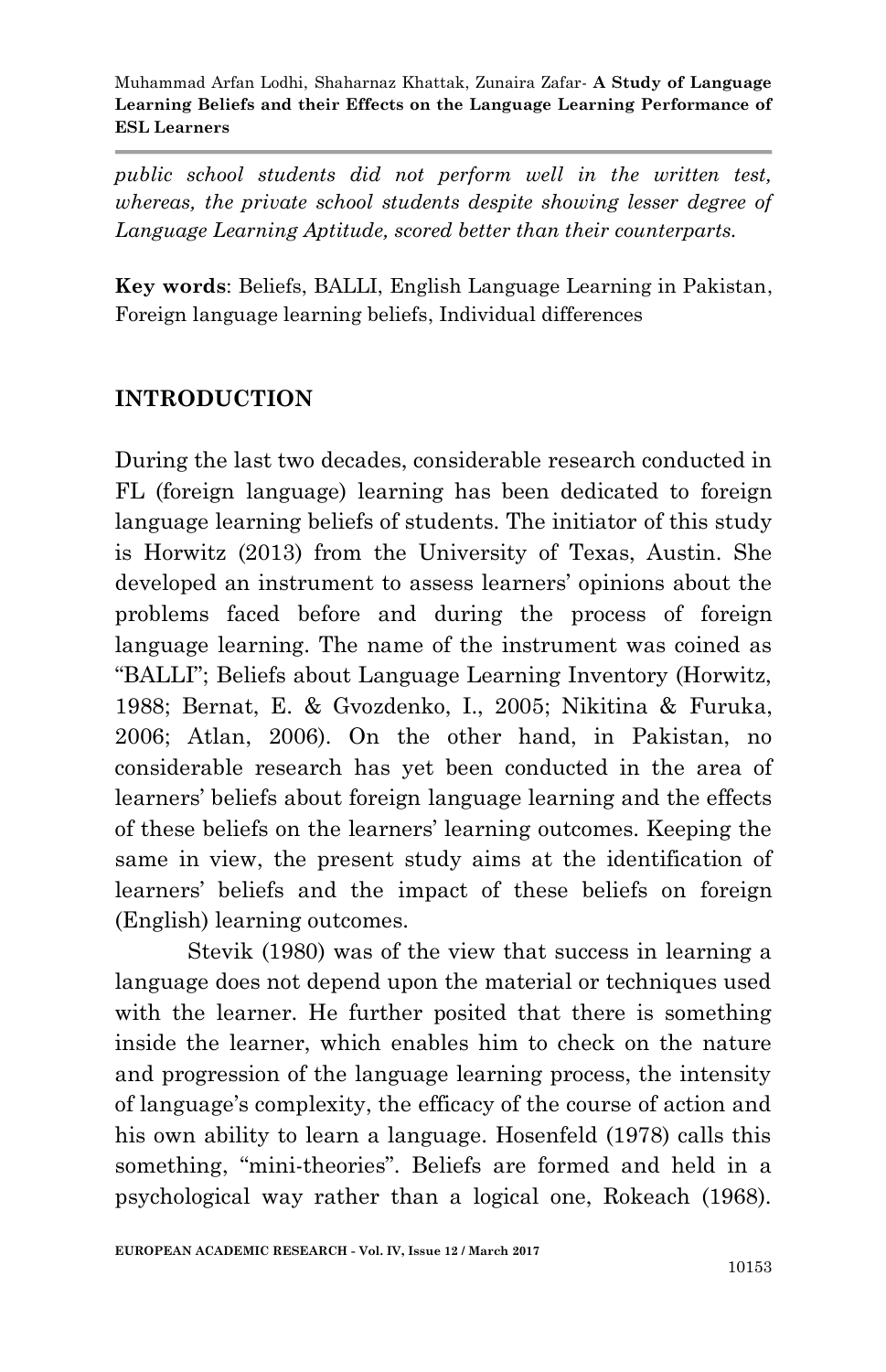*public school students did not perform well in the written test, whereas, the private school students despite showing lesser degree of Language Learning Aptitude, scored better than their counterparts.*

**Key words**: Beliefs, BALLI, English Language Learning in Pakistan, Foreign language learning beliefs, Individual differences

## INTRODUCTION

During the last two decades, considerable research conducted in FL (foreign language) learning has been dedicated to foreign language learning beliefs of students. The initiator of this study is Horwitz (2013) from the University of Texas, Austin. She developed an instrument to assess learners' opinions about the problems faced before and during the process of foreign language learning. The name of the instrument was coined as "BALLI"; Beliefs about Language Learning Inventory (Horwitz, 1988; Bernat, E. & Gvozdenko, I., 2005; Nikitina & Furuka, 2006; Atlan, 2006). On the other hand, in Pakistan, no considerable research has yet been conducted in the area of learners' beliefs about foreign language learning and the effects of these beliefs on the learners' learning outcomes. Keeping the same in view, the present study aims at the identification of learners' beliefs and the impact of these beliefs on foreign (English) learning outcomes.

Stevik (1980) was of the view that success in learning a language does not depend upon the material or techniques used with the learner. He further posited that there is something inside the learner, which enables him to check on the nature and progression of the language learning process, the intensity of language's complexity, the efficacy of the course of action and his own ability to learn a language. Hosenfeld (1978) calls this something, "mini-theories". Beliefs are formed and held in a psychological way rather than a logical one, Rokeach (1968).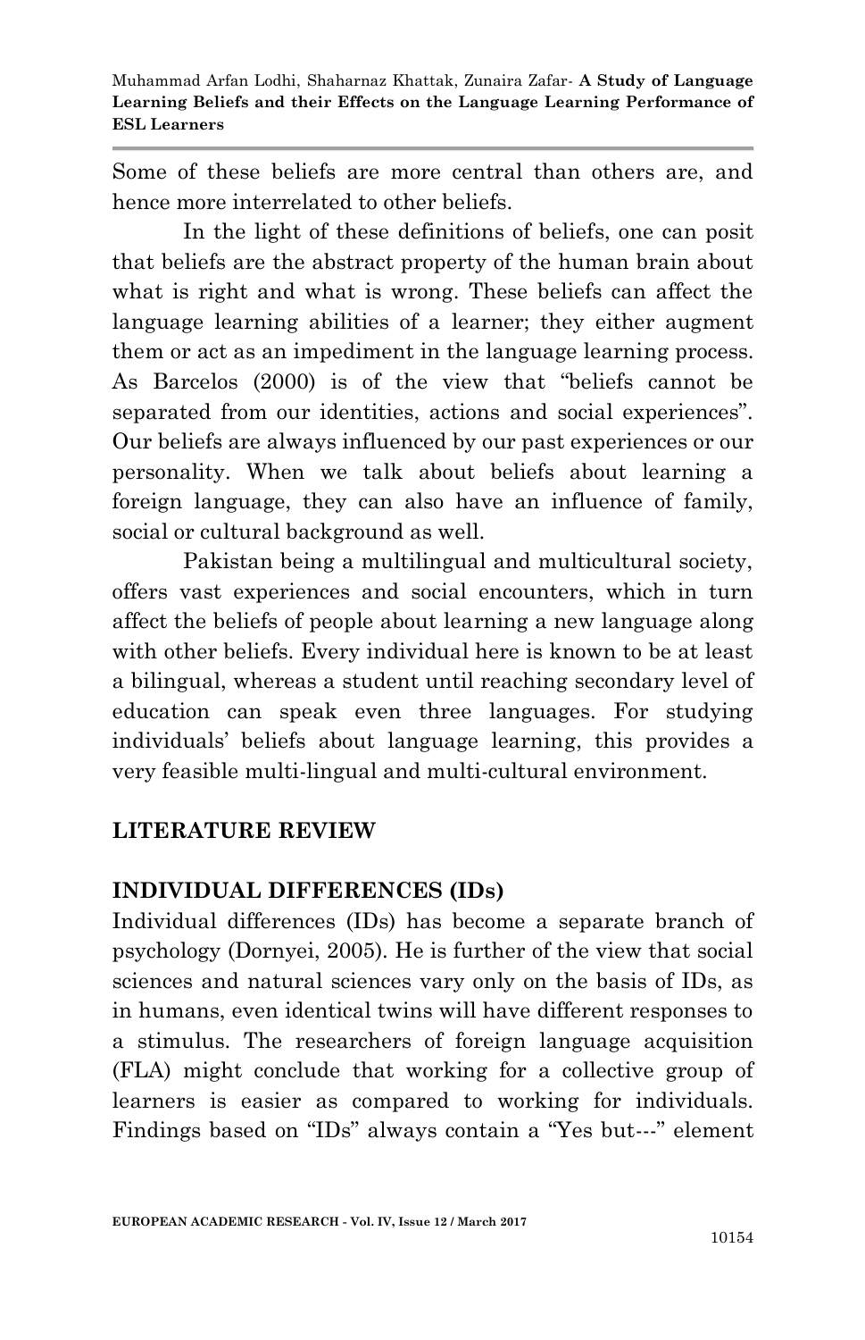Some of these beliefs are more central than others are, and hence more interrelated to other beliefs.

In the light of these definitions of beliefs, one can posit that beliefs are the abstract property of the human brain about what is right and what is wrong. These beliefs can affect the language learning abilities of a learner; they either augment them or act as an impediment in the language learning process. As Barcelos (2000) is of the view that "beliefs cannot be separated from our identities, actions and social experiences". Our beliefs are always influenced by our past experiences or our personality. When we talk about beliefs about learning a foreign language, they can also have an influence of family, social or cultural background as well.

Pakistan being a multilingual and multicultural society, offers vast experiences and social encounters, which in turn affect the beliefs of people about learning a new language along with other beliefs. Every individual here is known to be at least a bilingual, whereas a student until reaching secondary level of education can speak even three languages. For studying individuals' beliefs about language learning, this provides a very feasible multi-lingual and multi-cultural environment.

## LITERATURE REVIEW

### INDIVIDUAL DIFFERENCES (IDs)

Individual differences (IDs) has become a separate branch of psychology (Dornyei, 2005). He is further of the view that social sciences and natural sciences vary only on the basis of IDs, as in humans, even identical twins will have different responses to a stimulus. The researchers of foreign language acquisition (FLA) might conclude that working for a collective group of learners is easier as compared to working for individuals. Findings based on "IDs" always contain a "Yes but---" element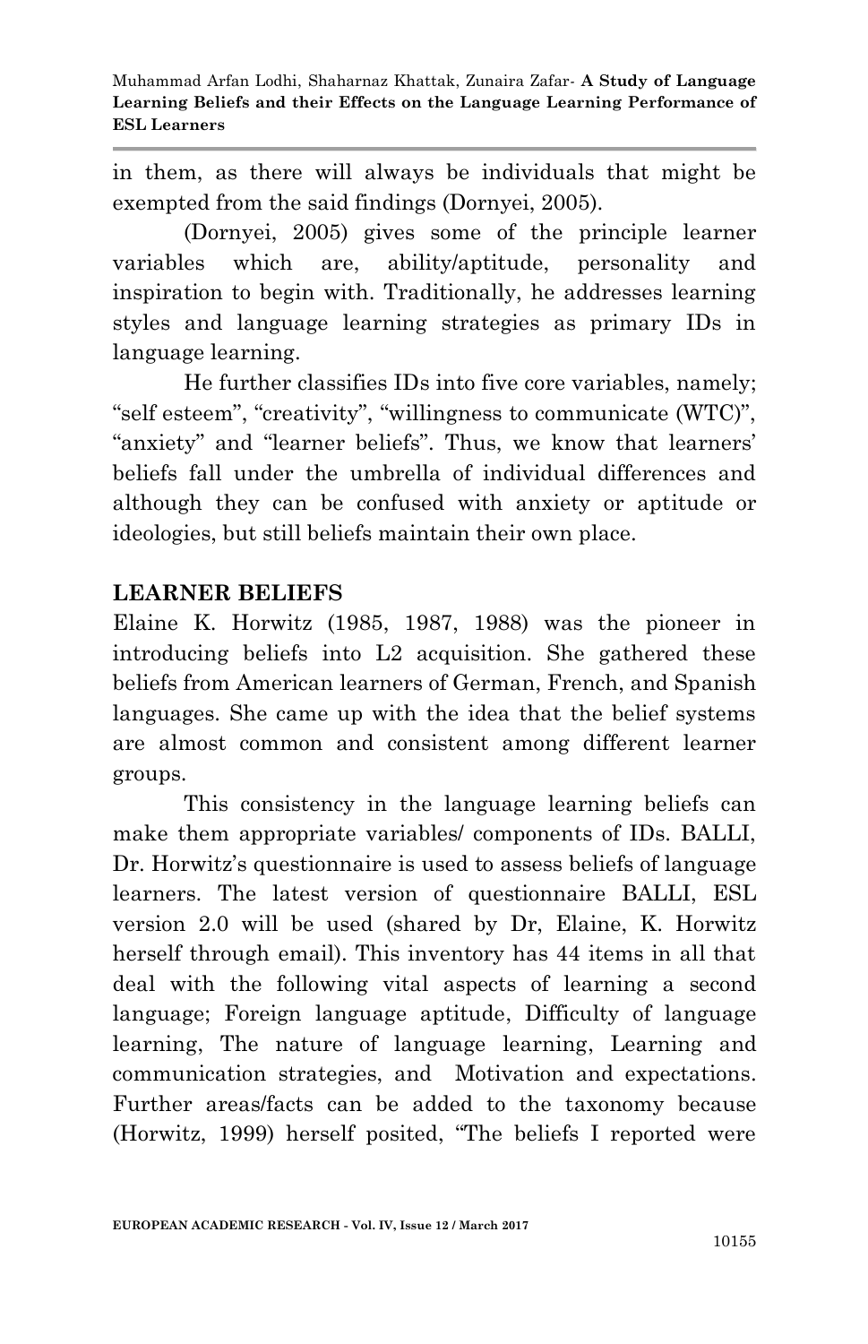in them, as there will always be individuals that might be exempted from the said findings (Dornyei, 2005).

(Dornyei, 2005) gives some of the principle learner variables which are, ability/aptitude, personality and inspiration to begin with. Traditionally, he addresses learning styles and language learning strategies as primary IDs in language learning.

He further classifies IDs into five core variables, namely; "self esteem", "creativity", "willingness to communicate (WTC)", "anxiety" and "learner beliefs". Thus, we know that learners' beliefs fall under the umbrella of individual differences and although they can be confused with anxiety or aptitude or ideologies, but still beliefs maintain their own place.

## LEARNER BELIEFS

Elaine K. Horwitz (1985, 1987, 1988) was the pioneer in introducing beliefs into L2 acquisition. She gathered these beliefs from American learners of German, French, and Spanish languages. She came up with the idea that the belief systems are almost common and consistent among different learner groups.

This consistency in the language learning beliefs can make them appropriate variables/ components of IDs. BALLI, Dr. Horwitz's questionnaire is used to assess beliefs of language learners. The latest version of questionnaire BALLI, ESL version 2.0 will be used (shared by Dr, Elaine, K. Horwitz herself through email). This inventory has 44 items in all that deal with the following vital aspects of learning a second language; Foreign language aptitude, Difficulty of language learning, The nature of language learning, Learning and communication strategies, and Motivation and expectations. Further areas/facts can be added to the taxonomy because (Horwitz, 1999) herself posited, "The beliefs I reported were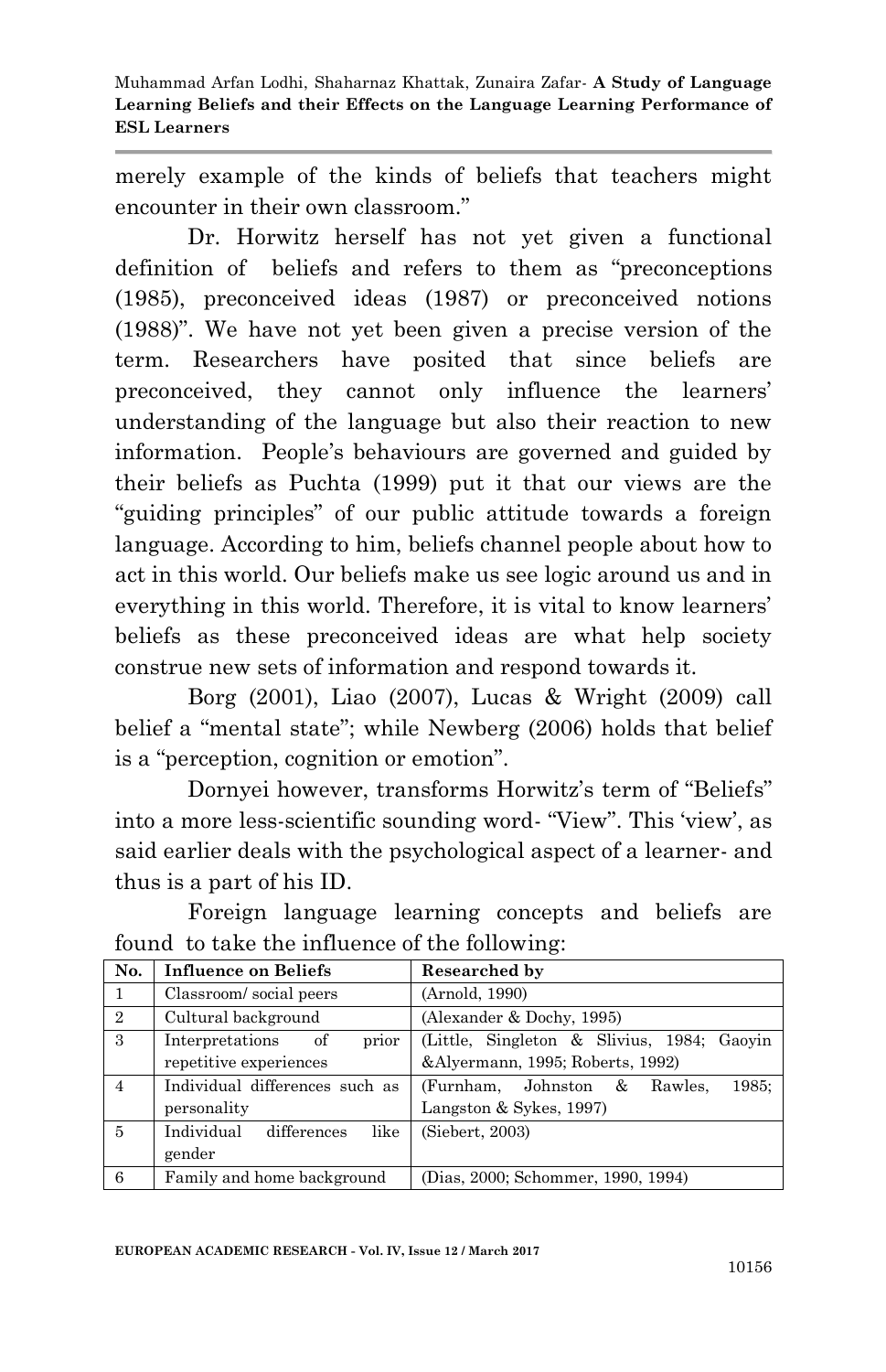merely example of the kinds of beliefs that teachers might encounter in their own classroom."

Dr. Horwitz herself has not yet given a functional definition of beliefs and refers to them as "preconceptions (1985), preconceived ideas (1987) or preconceived notions (1988)". We have not yet been given a precise version of the term. Researchers have posited that since beliefs are preconceived, they cannot only influence the learners' understanding of the language but also their reaction to new information. People's behaviours are governed and guided by their beliefs as Puchta (1999) put it that our views are the "guiding principles" of our public attitude towards a foreign language. According to him, beliefs channel people about how to act in this world. Our beliefs make us see logic around us and in everything in this world. Therefore, it is vital to know learners' beliefs as these preconceived ideas are what help society construe new sets of information and respond towards it.

Borg (2001), Liao (2007), Lucas & Wright (2009) call belief a "mental state"; while Newberg (2006) holds that belief is a "perception, cognition or emotion".

Dornyei however, transforms Horwitz's term of "Beliefs" into a more less-scientific sounding word- "View". This 'view', as said earlier deals with the psychological aspect of a learner- and thus is a part of his ID.

Foreign language learning concepts and beliefs are found to take the influence of the following:

| No. | Influence on Beliefs | Researched by |
|---|---|---|
| 1 | Classroom/ social peers | (Arnold, 1990) |
| 2 | Cultural background | (Alexander & Dochy, 1995) |
| 3 | Interpretations of prior repetitive experiences | (Little, Singleton & Slivius, 1984; Gaoyin &Alyermann, 1995; Roberts, 1992) |
| 4 | Individual differences such as personality | (Furnham, Johnston & Rawles, 1985; Langston & Sykes, 1997) |
| 5 | Individual differences like gender | (Siebert, 2003) |
| 6 | Family and home background | (Dias, 2000; Schommer, 1990, 1994) |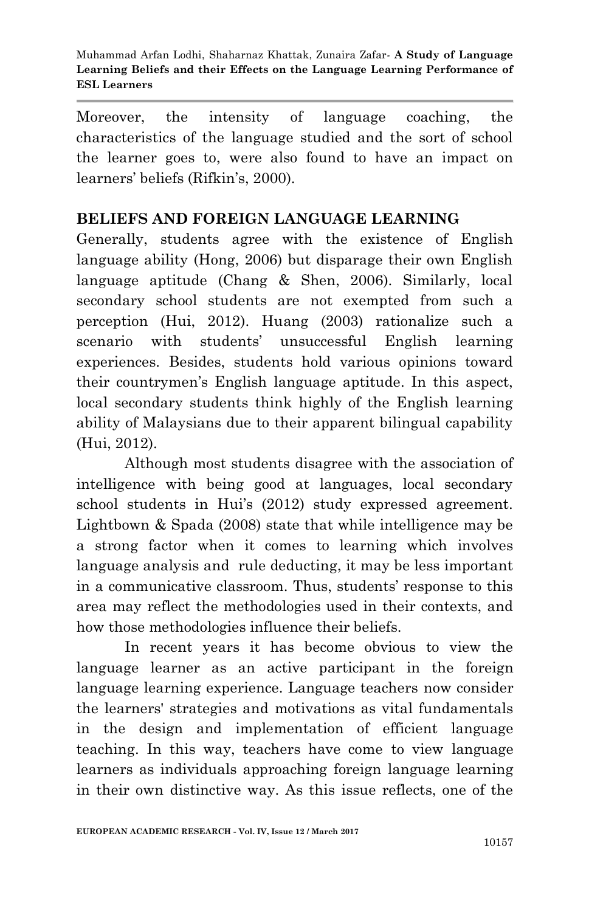Moreover, the intensity of language coaching, the characteristics of the language studied and the sort of school the learner goes to, were also found to have an impact on learners' beliefs (Rifkin's, 2000).

## BELIEFS AND FOREIGN LANGUAGE LEARNING

Generally, students agree with the existence of English language ability (Hong, 2006) but disparage their own English language aptitude (Chang & Shen, 2006). Similarly, local secondary school students are not exempted from such a perception (Hui, 2012). Huang (2003) rationalize such a scenario with students' unsuccessful English learning experiences. Besides, students hold various opinions toward their countrymen's English language aptitude. In this aspect, local secondary students think highly of the English learning ability of Malaysians due to their apparent bilingual capability (Hui, 2012).

Although most students disagree with the association of intelligence with being good at languages, local secondary school students in Hui's (2012) study expressed agreement. Lightbown & Spada (2008) state that while intelligence may be a strong factor when it comes to learning which involves language analysis and rule deducting, it may be less important in a communicative classroom. Thus, students' response to this area may reflect the methodologies used in their contexts, and how those methodologies influence their beliefs.

In recent years it has become obvious to view the language learner as an active participant in the foreign language learning experience. Language teachers now consider the learners' strategies and motivations as vital fundamentals in the design and implementation of efficient language teaching. In this way, teachers have come to view language learners as individuals approaching foreign language learning in their own distinctive way. As this issue reflects, one of the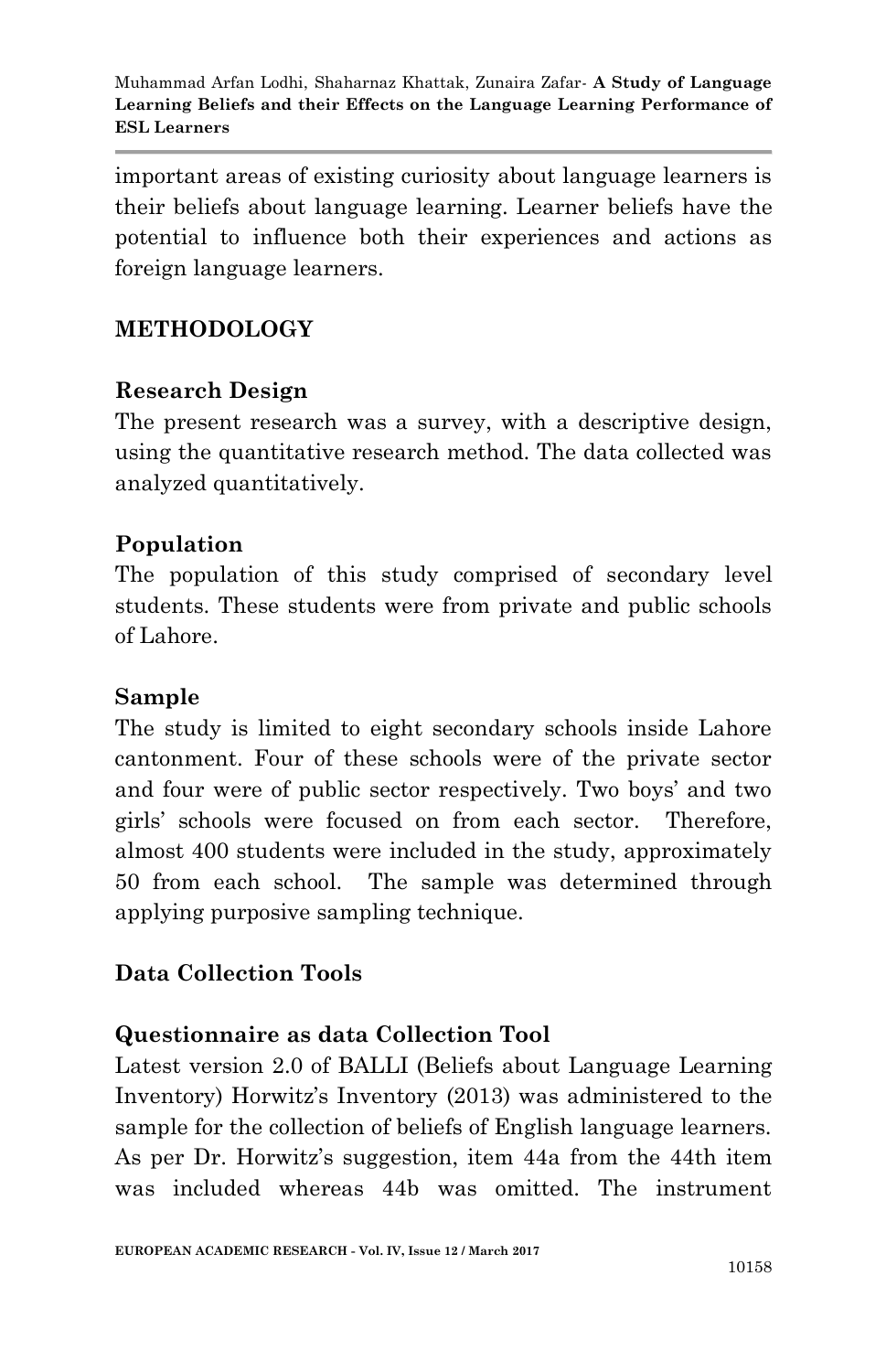important areas of existing curiosity about language learners is their beliefs about language learning. Learner beliefs have the potential to influence both their experiences and actions as foreign language learners.

## METHODOLOGY

### Research Design

The present research was a survey, with a descriptive design, using the quantitative research method. The data collected was analyzed quantitatively.

### Population

The population of this study comprised of secondary level students. These students were from private and public schools of Lahore.

### Sample

The study is limited to eight secondary schools inside Lahore cantonment. Four of these schools were of the private sector and four were of public sector respectively. Two boys' and two girls' schools were focused on from each sector. Therefore, almost 400 students were included in the study, approximately 50 from each school. The sample was determined through applying purposive sampling technique.

### Data Collection Tools

### Questionnaire as data Collection Tool

Latest version 2.0 of BALLI (Beliefs about Language Learning Inventory) Horwitz's Inventory (2013) was administered to the sample for the collection of beliefs of English language learners. As per Dr. Horwitz's suggestion, item 44a from the 44th item was included whereas 44b was omitted. The instrument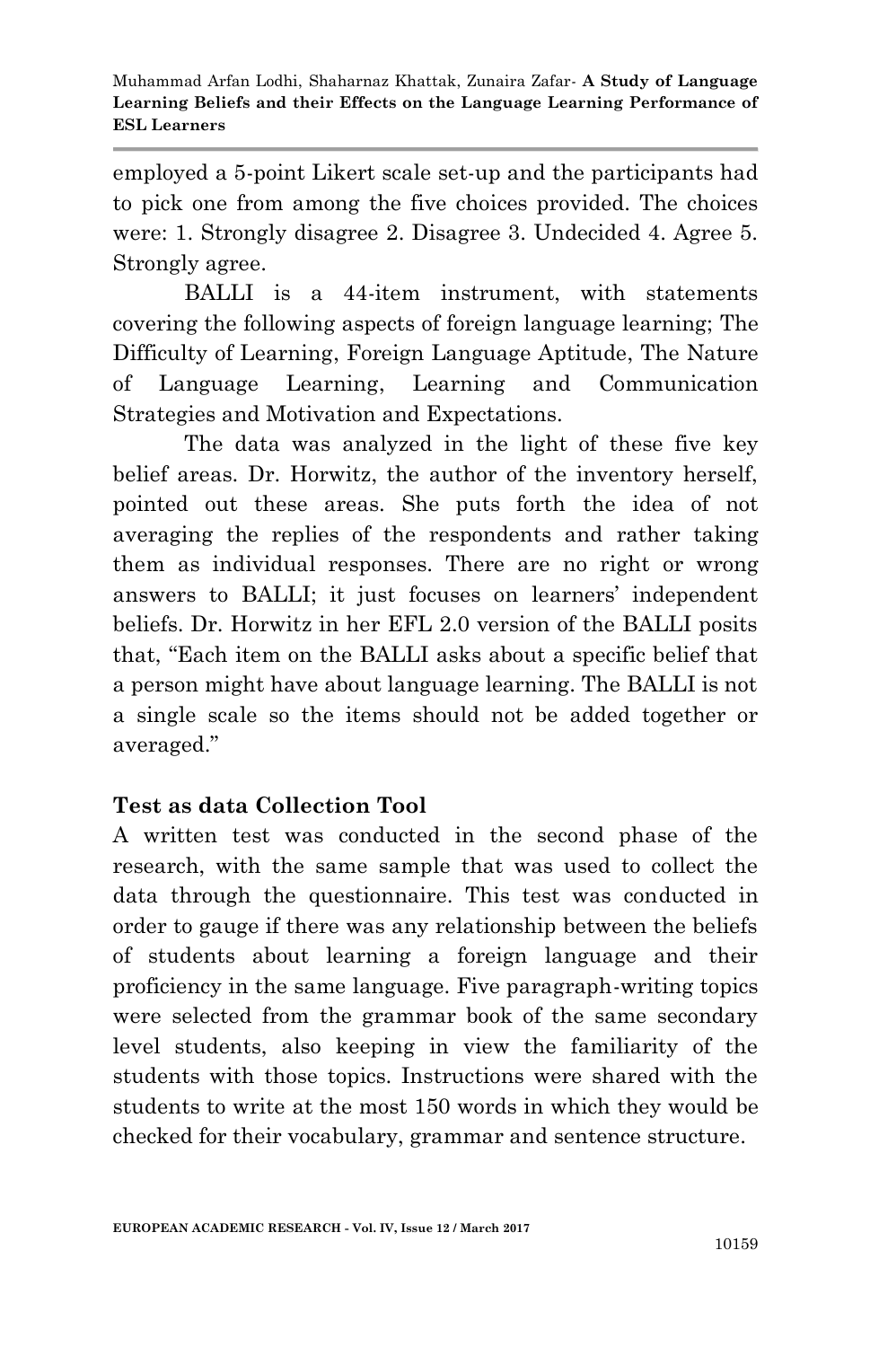employed a 5-point Likert scale set-up and the participants had to pick one from among the five choices provided. The choices were: 1. Strongly disagree 2. Disagree 3. Undecided 4. Agree 5. Strongly agree.

BALLI is a 44-item instrument, with statements covering the following aspects of foreign language learning; The Difficulty of Learning, Foreign Language Aptitude, The Nature of Language Learning, Learning and Communication Strategies and Motivation and Expectations.

The data was analyzed in the light of these five key belief areas. Dr. Horwitz, the author of the inventory herself, pointed out these areas. She puts forth the idea of not averaging the replies of the respondents and rather taking them as individual responses. There are no right or wrong answers to BALLI; it just focuses on learners' independent beliefs. Dr. Horwitz in her EFL 2.0 version of the BALLI posits that, "Each item on the BALLI asks about a specific belief that a person might have about language learning. The BALLI is not a single scale so the items should not be added together or averaged."

**Test as data Collection Tool**

A written test was conducted in the second phase of the research, with the same sample that was used to collect the data through the questionnaire. This test was conducted in order to gauge if there was any relationship between the beliefs of students about learning a foreign language and their proficiency in the same language. Five paragraph-writing topics were selected from the grammar book of the same secondary level students, also keeping in view the familiarity of the students with those topics. Instructions were shared with the students to write at the most 150 words in which they would be checked for their vocabulary, grammar and sentence structure.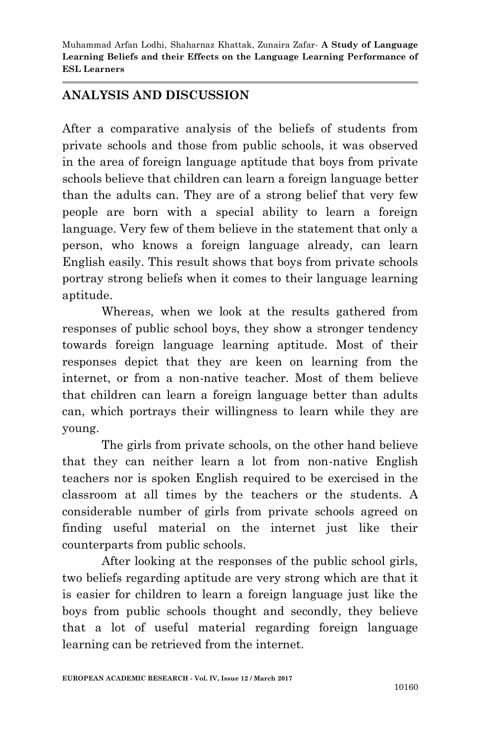## ANALYSIS AND DISCUSSION

After a comparative analysis of the beliefs of students from private schools and those from public schools, it was observed in the area of foreign language aptitude that boys from private schools believe that children can learn a foreign language better than the adults can. They are of a strong belief that very few people are born with a special ability to learn a foreign language. Very few of them believe in the statement that only a person, who knows a foreign language already, can learn English easily. This result shows that boys from private schools portray strong beliefs when it comes to their language learning aptitude.

Whereas, when we look at the results gathered from responses of public school boys, they show a stronger tendency towards foreign language learning aptitude. Most of their responses depict that they are keen on learning from the internet, or from a non-native teacher. Most of them believe that children can learn a foreign language better than adults can, which portrays their willingness to learn while they are young.

The girls from private schools, on the other hand believe that they can neither learn a lot from non-native English teachers nor is spoken English required to be exercised in the classroom at all times by the teachers or the students. A considerable number of girls from private schools agreed on finding useful material on the internet just like their counterparts from public schools.

After looking at the responses of the public school girls, two beliefs regarding aptitude are very strong which are that it is easier for children to learn a foreign language just like the boys from public schools thought and secondly, they believe that a lot of useful material regarding foreign language learning can be retrieved from the internet.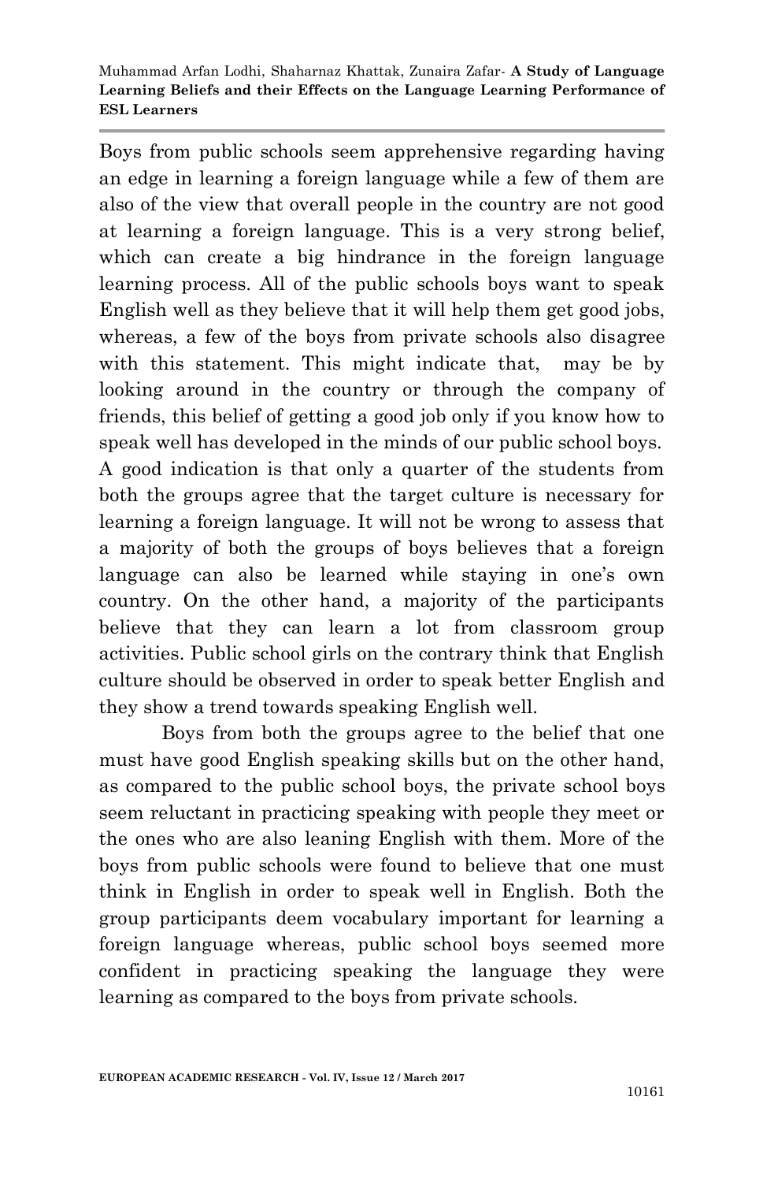Boys from public schools seem apprehensive regarding having an edge in learning a foreign language while a few of them are also of the view that overall people in the country are not good at learning a foreign language. This is a very strong belief, which can create a big hindrance in the foreign language learning process. All of the public schools boys want to speak English well as they believe that it will help them get good jobs, whereas, a few of the boys from private schools also disagree with this statement. This might indicate that, may be by looking around in the country or through the company of friends, this belief of getting a good job only if you know how to speak well has developed in the minds of our public school boys. A good indication is that only a quarter of the students from both the groups agree that the target culture is necessary for learning a foreign language. It will not be wrong to assess that a majority of both the groups of boys believes that a foreign language can also be learned while staying in one's own country. On the other hand, a majority of the participants believe that they can learn a lot from classroom group activities. Public school girls on the contrary think that English culture should be observed in order to speak better English and they show a trend towards speaking English well.

Boys from both the groups agree to the belief that one must have good English speaking skills but on the other hand, as compared to the public school boys, the private school boys seem reluctant in practicing speaking with people they meet or the ones who are also leaning English with them. More of the boys from public schools were found to believe that one must think in English in order to speak well in English. Both the group participants deem vocabulary important for learning a foreign language whereas, public school boys seemed more confident in practicing speaking the language they were learning as compared to the boys from private schools.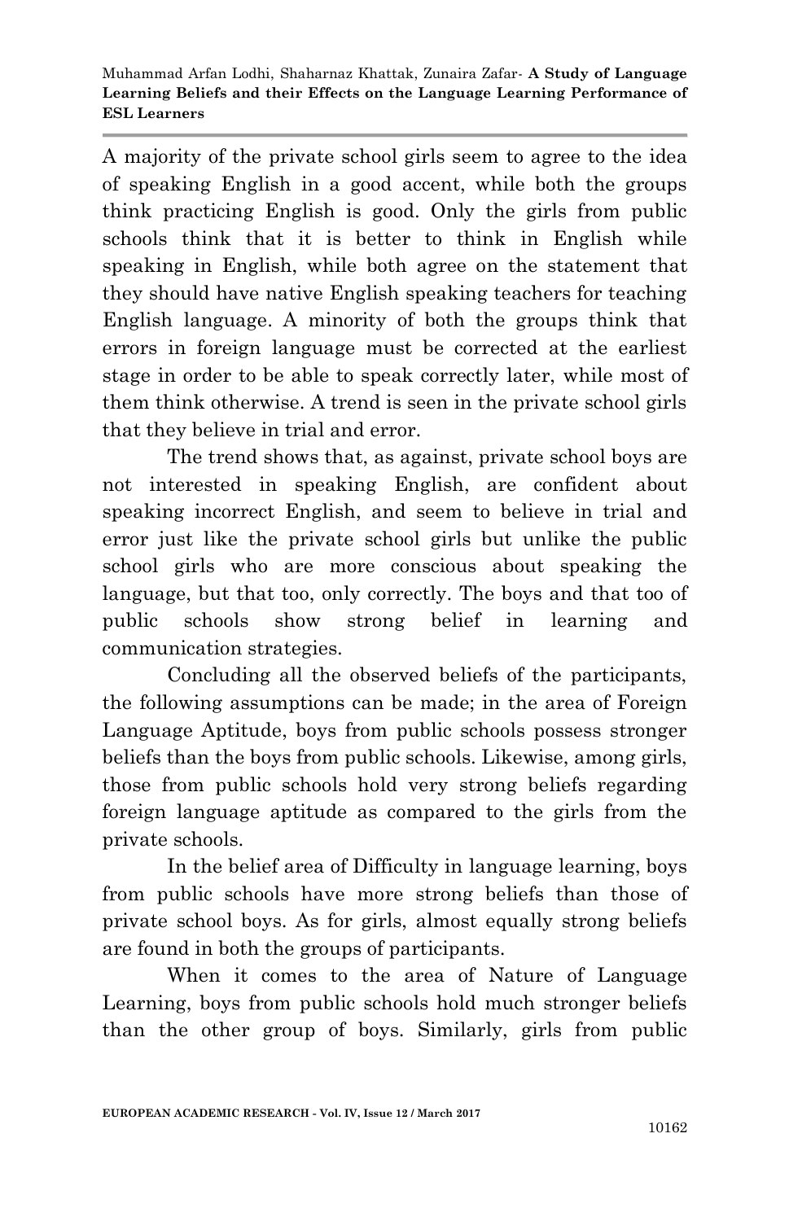A majority of the private school girls seem to agree to the idea of speaking English in a good accent, while both the groups think practicing English is good. Only the girls from public schools think that it is better to think in English while speaking in English, while both agree on the statement that they should have native English speaking teachers for teaching English language. A minority of both the groups think that errors in foreign language must be corrected at the earliest stage in order to be able to speak correctly later, while most of them think otherwise. A trend is seen in the private school girls that they believe in trial and error.

The trend shows that, as against, private school boys are not interested in speaking English, are confident about speaking incorrect English, and seem to believe in trial and error just like the private school girls but unlike the public school girls who are more conscious about speaking the language, but that too, only correctly. The boys and that too of public schools show strong belief in learning and communication strategies.

Concluding all the observed beliefs of the participants, the following assumptions can be made; in the area of Foreign Language Aptitude, boys from public schools possess stronger beliefs than the boys from public schools. Likewise, among girls, those from public schools hold very strong beliefs regarding foreign language aptitude as compared to the girls from the private schools.

In the belief area of Difficulty in language learning, boys from public schools have more strong beliefs than those of private school boys. As for girls, almost equally strong beliefs are found in both the groups of participants.

When it comes to the area of Nature of Language Learning, boys from public schools hold much stronger beliefs than the other group of boys. Similarly, girls from public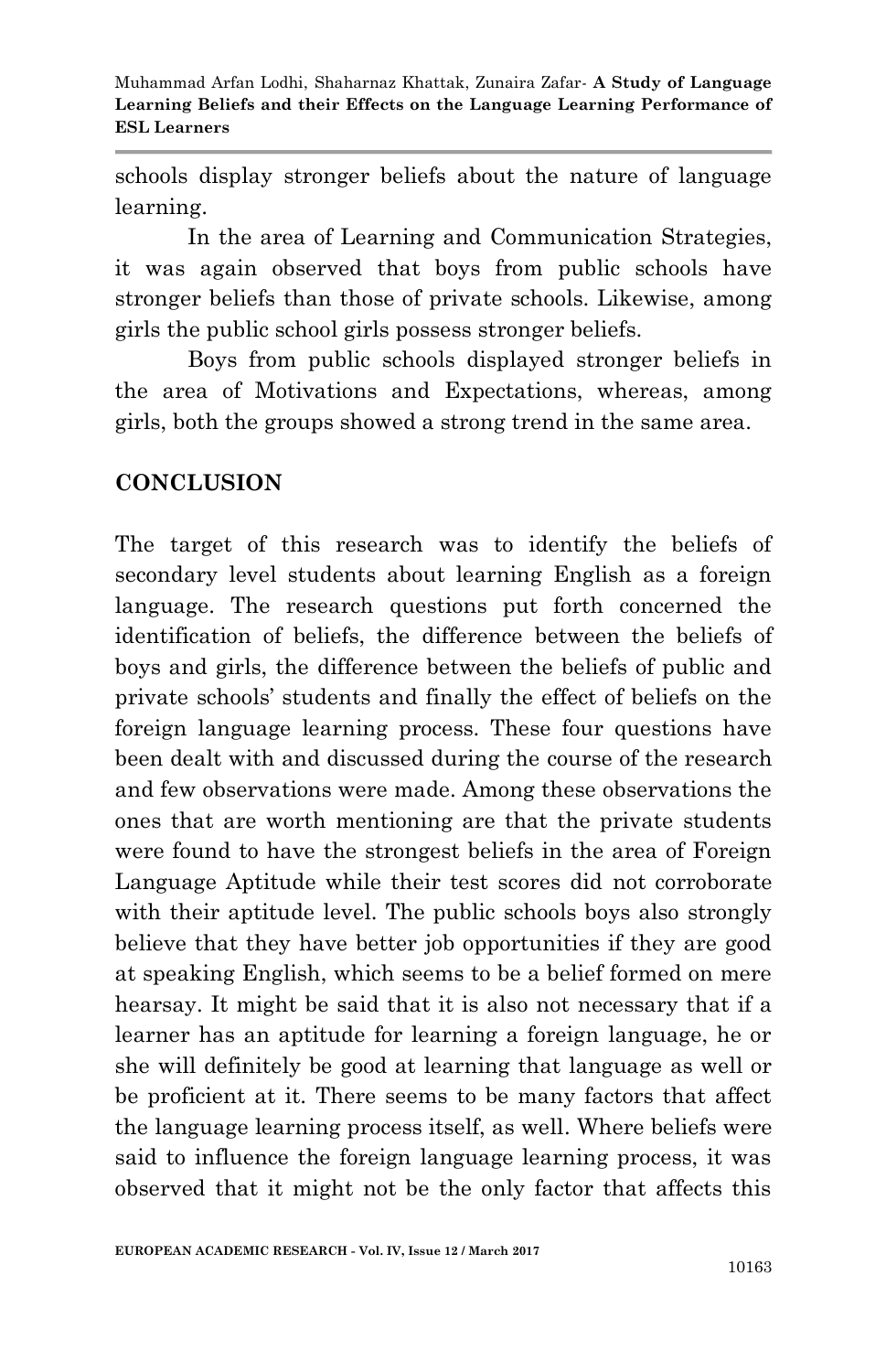schools display stronger beliefs about the nature of language learning.

In the area of Learning and Communication Strategies, it was again observed that boys from public schools have stronger beliefs than those of private schools. Likewise, among girls the public school girls possess stronger beliefs.

Boys from public schools displayed stronger beliefs in the area of Motivations and Expectations, whereas, among girls, both the groups showed a strong trend in the same area.

## CONCLUSION

The target of this research was to identify the beliefs of secondary level students about learning English as a foreign language. The research questions put forth concerned the identification of beliefs, the difference between the beliefs of boys and girls, the difference between the beliefs of public and private schools' students and finally the effect of beliefs on the foreign language learning process. These four questions have been dealt with and discussed during the course of the research and few observations were made. Among these observations the ones that are worth mentioning are that the private students were found to have the strongest beliefs in the area of Foreign Language Aptitude while their test scores did not corroborate with their aptitude level. The public schools boys also strongly believe that they have better job opportunities if they are good at speaking English, which seems to be a belief formed on mere hearsay. It might be said that it is also not necessary that if a learner has an aptitude for learning a foreign language, he or she will definitely be good at learning that language as well or be proficient at it. There seems to be many factors that affect the language learning process itself, as well. Where beliefs were said to influence the foreign language learning process, it was observed that it might not be the only factor that affects this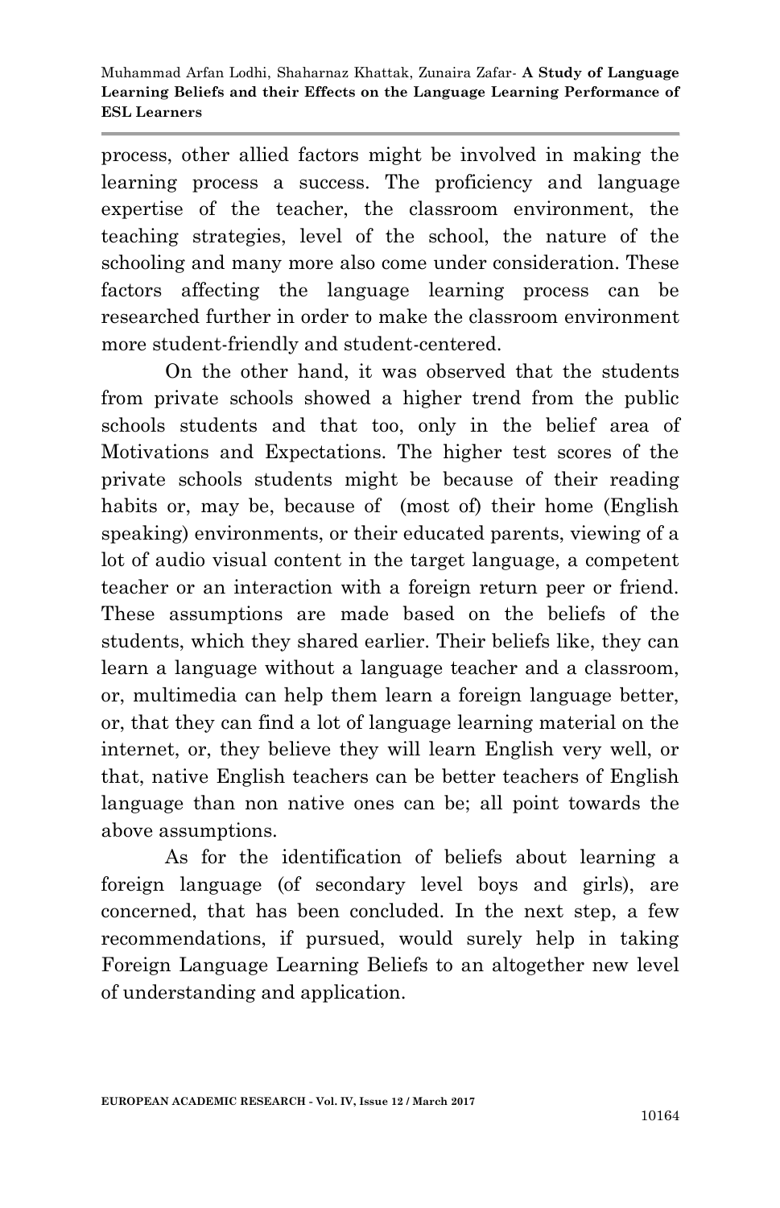process, other allied factors might be involved in making the learning process a success. The proficiency and language expertise of the teacher, the classroom environment, the teaching strategies, level of the school, the nature of the schooling and many more also come under consideration. These factors affecting the language learning process can be researched further in order to make the classroom environment more student-friendly and student-centered.

On the other hand, it was observed that the students from private schools showed a higher trend from the public schools students and that too, only in the belief area of Motivations and Expectations. The higher test scores of the private schools students might be because of their reading habits or, may be, because of (most of) their home (English speaking) environments, or their educated parents, viewing of a lot of audio visual content in the target language, a competent teacher or an interaction with a foreign return peer or friend. These assumptions are made based on the beliefs of the students, which they shared earlier. Their beliefs like, they can learn a language without a language teacher and a classroom, or, multimedia can help them learn a foreign language better, or, that they can find a lot of language learning material on the internet, or, they believe they will learn English very well, or that, native English teachers can be better teachers of English language than non native ones can be; all point towards the above assumptions.

As for the identification of beliefs about learning a foreign language (of secondary level boys and girls), are concerned, that has been concluded. In the next step, a few recommendations, if pursued, would surely help in taking Foreign Language Learning Beliefs to an altogether new level of understanding and application.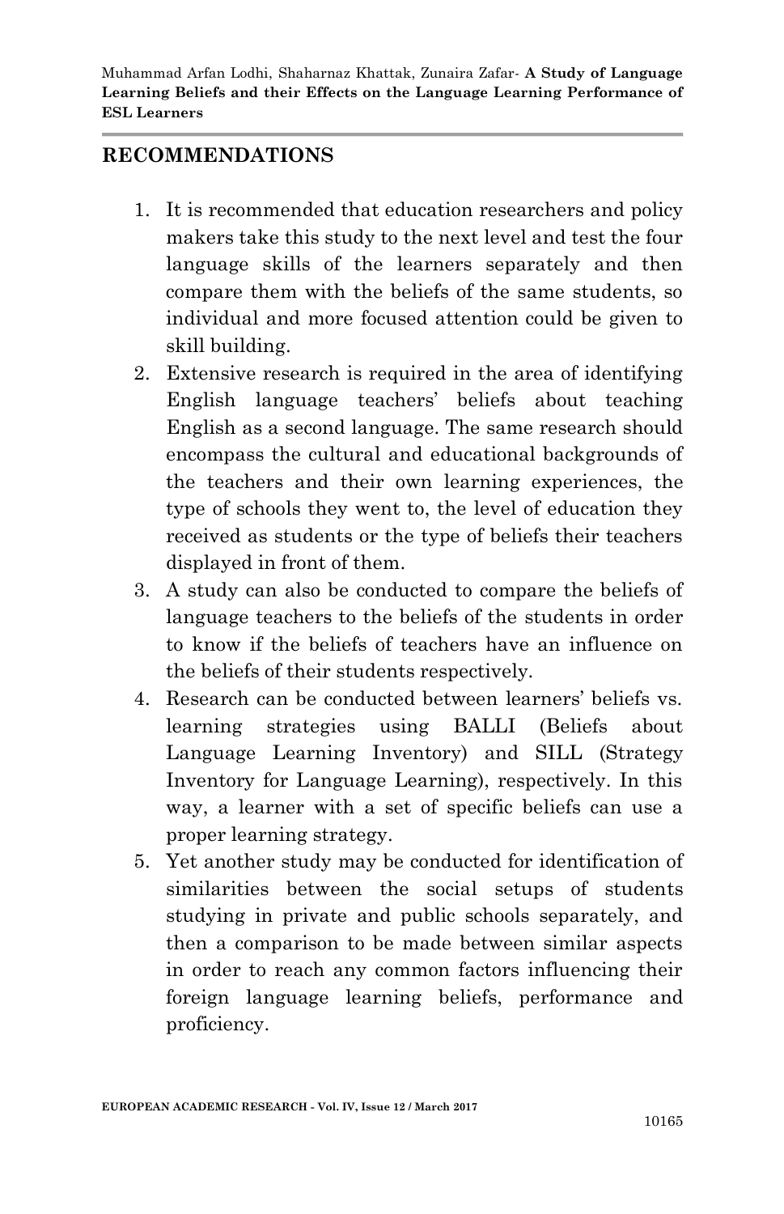## RECOMMENDATIONS

1. It is recommended that education researchers and policy makers take this study to the next level and test the four language skills of the learners separately and then compare them with the beliefs of the same students, so individual and more focused attention could be given to skill building.
2. Extensive research is required in the area of identifying English language teachers' beliefs about teaching English as a second language. The same research should encompass the cultural and educational backgrounds of the teachers and their own learning experiences, the type of schools they went to, the level of education they received as students or the type of beliefs their teachers displayed in front of them.
3. A study can also be conducted to compare the beliefs of language teachers to the beliefs of the students in order to know if the beliefs of teachers have an influence on the beliefs of their students respectively.
4. Research can be conducted between learners' beliefs vs. learning strategies using BALLI (Beliefs about Language Learning Inventory) and SILL (Strategy Inventory for Language Learning), respectively. In this way, a learner with a set of specific beliefs can use a proper learning strategy.
5. Yet another study may be conducted for identification of similarities between the social setups of students studying in private and public schools separately, and then a comparison to be made between similar aspects in order to reach any common factors influencing their foreign language learning beliefs, performance and proficiency.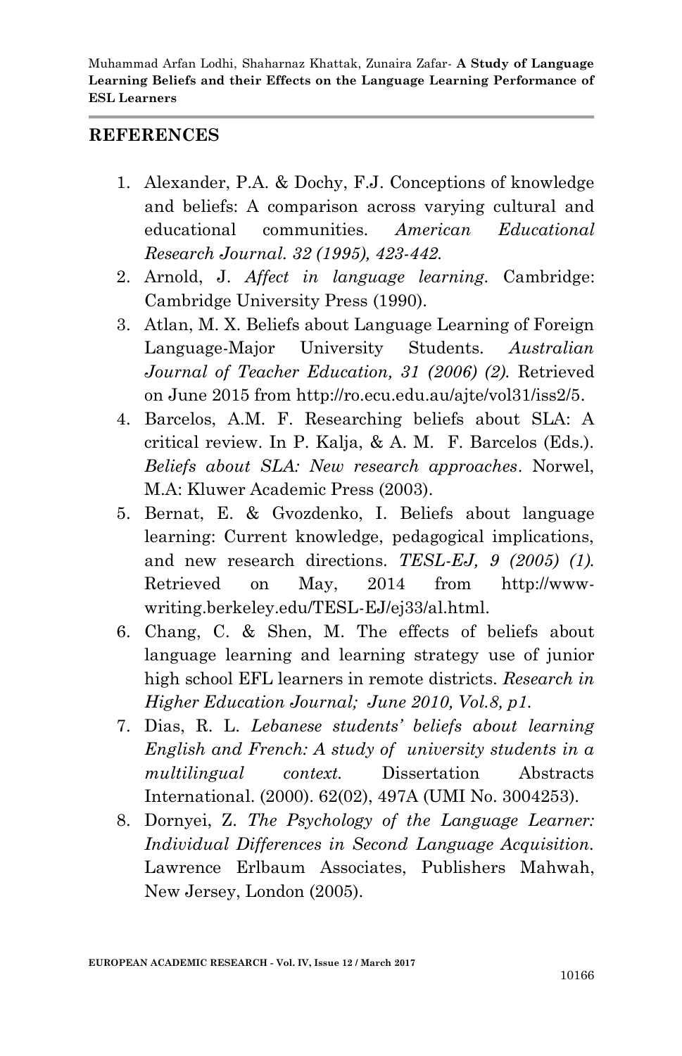## REFERENCES

1. Alexander, P.A. & Dochy, F.J. Conceptions of knowledge and beliefs: A comparison across varying cultural and educational communities. *American Educational Research Journal. 32 (1995), 423-442.*
2. Arnold, J. *Affect in language learning.* Cambridge: Cambridge University Press (1990).
3. Atlan, M. X. Beliefs about Language Learning of Foreign Language-Major University Students. *Australian Journal of Teacher Education, 31 (2006) (2).* Retrieved on June 2015 from http://ro.ecu.edu.au/ajte/vol31/iss2/5.
4. Barcelos, A.M. F. Researching beliefs about SLA: A critical review. In P. Kalja, & A. M. F. Barcelos (Eds.). *Beliefs about SLA: New research approaches*. Norwel, M.A: Kluwer Academic Press (2003).
5. Bernat, E. & Gvozdenko, I. Beliefs about language learning: Current knowledge, pedagogical implications, and new research directions. *TESL-EJ, 9 (2005) (1).* Retrieved on May, 2014 from http://www-writing.berkeley.edu/TESL-EJ/ej33/al.html.
6. Chang, C. & Shen, M. The effects of beliefs about language learning and learning strategy use of junior high school EFL learners in remote districts. *Research in Higher Education Journal; June 2010, Vol.8, p1.*
7. Dias, R. L. *Lebanese students' beliefs about learning English and French: A study of university students in a multilingual context.* Dissertation Abstracts International. (2000). 62(02), 497A (UMI No. 3004253).
8. Dornyei, Z. *The Psychology of the Language Learner: Individual Differences in Second Language Acquisition.* Lawrence Erlbaum Associates, Publishers Mahwah, New Jersey, London (2005).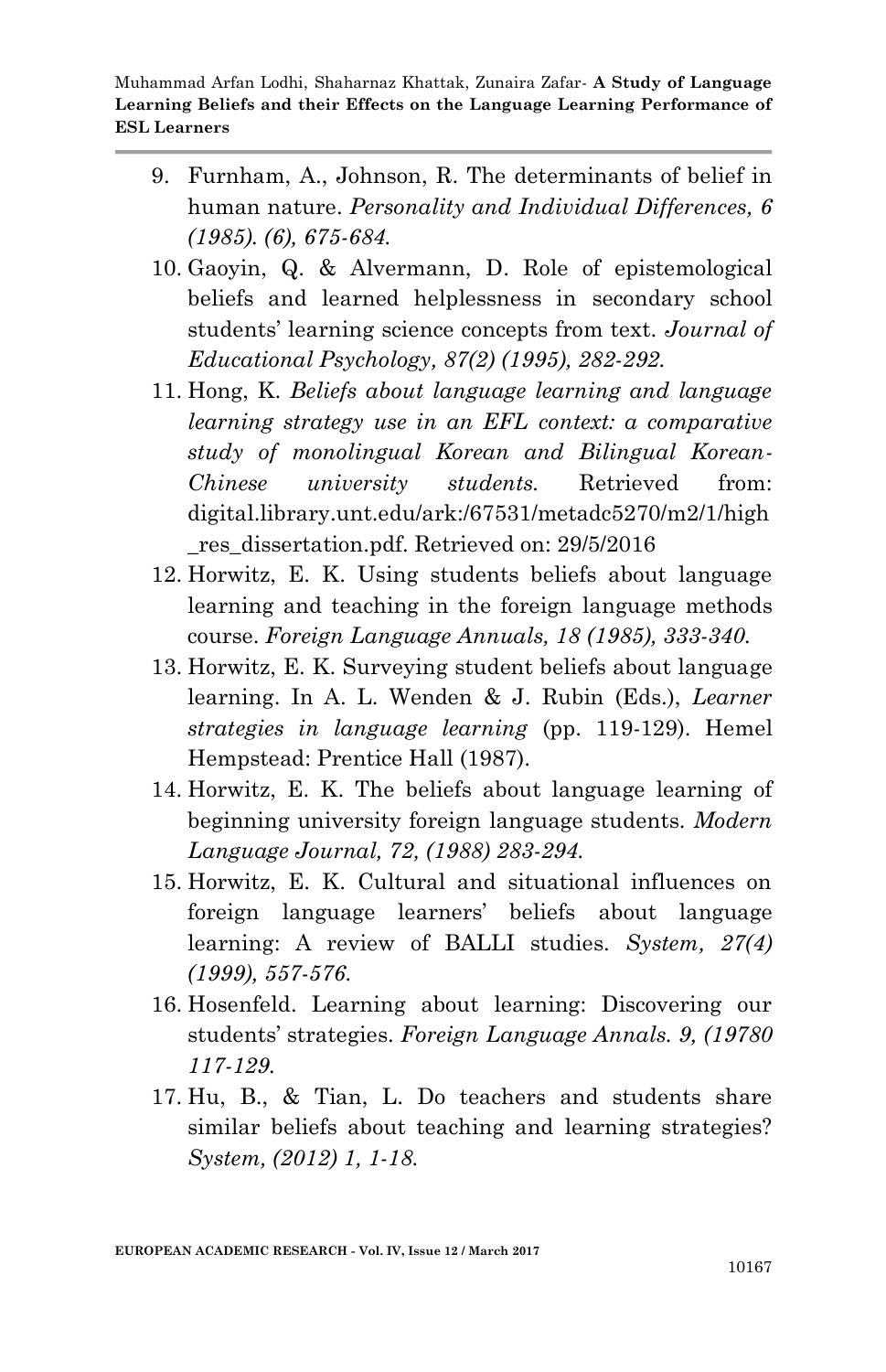9. Furnham, A., Johnson, R. The determinants of belief in human nature. *Personality and Individual Differences, 6 (1985). (6), 675-684.*
10. Gaoyin, Q. & Alvermann, D. Role of epistemological beliefs and learned helplessness in secondary school students' learning science concepts from text. *Journal of Educational Psychology, 87(2) (1995), 282-292.*
11. Hong, K. *Beliefs about language learning and language learning strategy use in an EFL context: a comparative study of monolingual Korean and Bilingual Korean-Chinese university students.* Retrieved from: digital.library.unt.edu/ark:/67531/metadc5270/m2/1/high_res_dissertation.pdf. Retrieved on: 29/5/2016
12. Horwitz, E. K. Using students beliefs about language learning and teaching in the foreign language methods course. *Foreign Language Annuals, 18 (1985), 333-340.*
13. Horwitz, E. K. Surveying student beliefs about language learning. In A. L. Wenden & J. Rubin (Eds.), *Learner strategies in language learning* (pp. 119-129). Hemel Hempstead: Prentice Hall (1987).
14. Horwitz, E. K. The beliefs about language learning of beginning university foreign language students. *Modern Language Journal, 72, (1988) 283-294.*
15. Horwitz, E. K. Cultural and situational influences on foreign language learners' beliefs about language learning: A review of BALLI studies. *System, 27(4) (1999), 557-576.*
16. Hosenfeld. Learning about learning: Discovering our students' strategies. *Foreign Language Annals. 9, (19780 117-129.*
17. Hu, B., & Tian, L. Do teachers and students share similar beliefs about teaching and learning strategies? *System, (2012) 1, 1-18.*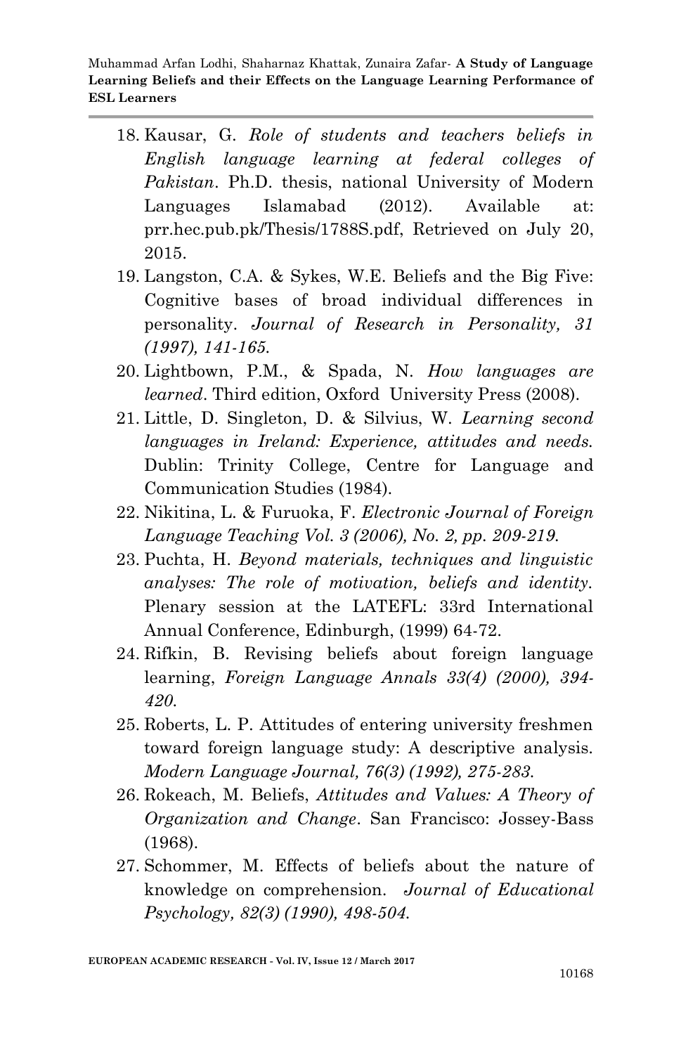18. Kausar, G. *Role of students and teachers beliefs in English language learning at federal colleges of Pakistan*. Ph.D. thesis, national University of Modern Languages Islamabad (2012). Available at: prr.hec.pub.pk/Thesis/1788S.pdf, Retrieved on July 20, 2015.
19. Langston, C.A. & Sykes, W.E. Beliefs and the Big Five: Cognitive bases of broad individual differences in personality. *Journal of Research in Personality, 31 (1997), 141-165.*
20. Lightbown, P.M., & Spada, N. *How languages are learned*. Third edition, Oxford University Press (2008).
21. Little, D. Singleton, D. & Silvius, W. *Learning second languages in Ireland: Experience, attitudes and needs.* Dublin: Trinity College, Centre for Language and Communication Studies (1984).
22. Nikitina, L. & Furuoka, F. *Electronic Journal of Foreign Language Teaching Vol. 3 (2006), No. 2, pp. 209-219.*
23. Puchta, H. *Beyond materials, techniques and linguistic analyses: The role of motivation, beliefs and identity*. Plenary session at the LATEFL: 33rd International Annual Conference, Edinburgh, (1999) 64-72.
24. Rifkin, B. Revising beliefs about foreign language learning, *Foreign Language Annals 33(4) (2000), 394-420.*
25. Roberts, L. P. Attitudes of entering university freshmen toward foreign language study: A descriptive analysis. *Modern Language Journal, 76(3) (1992), 275-283.*
26. Rokeach, M. Beliefs, *Attitudes and Values: A Theory of Organization and Change*. San Francisco: Jossey-Bass (1968).
27. Schommer, M. Effects of beliefs about the nature of knowledge on comprehension. *Journal of Educational Psychology, 82(3) (1990), 498-504.*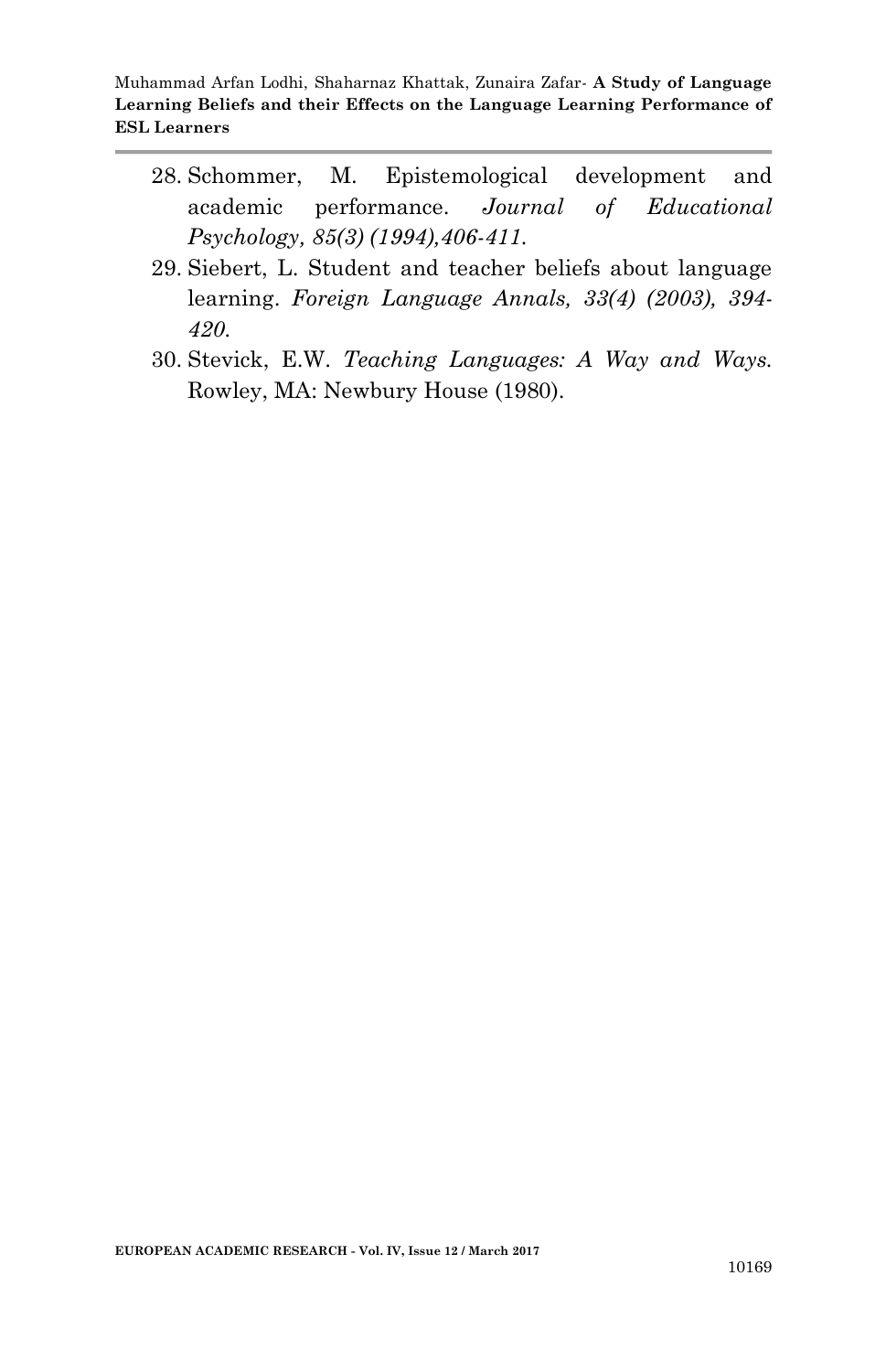28. Schommer, M. Epistemological development and academic performance. *Journal of Educational Psychology, 85(3) (1994),406-411.*
29. Siebert, L. Student and teacher beliefs about language learning. *Foreign Language Annals, 33(4) (2003), 394-420.*
30. Stevick, E.W. *Teaching Languages: A Way and Ways.* Rowley, MA: Newbury House (1980).